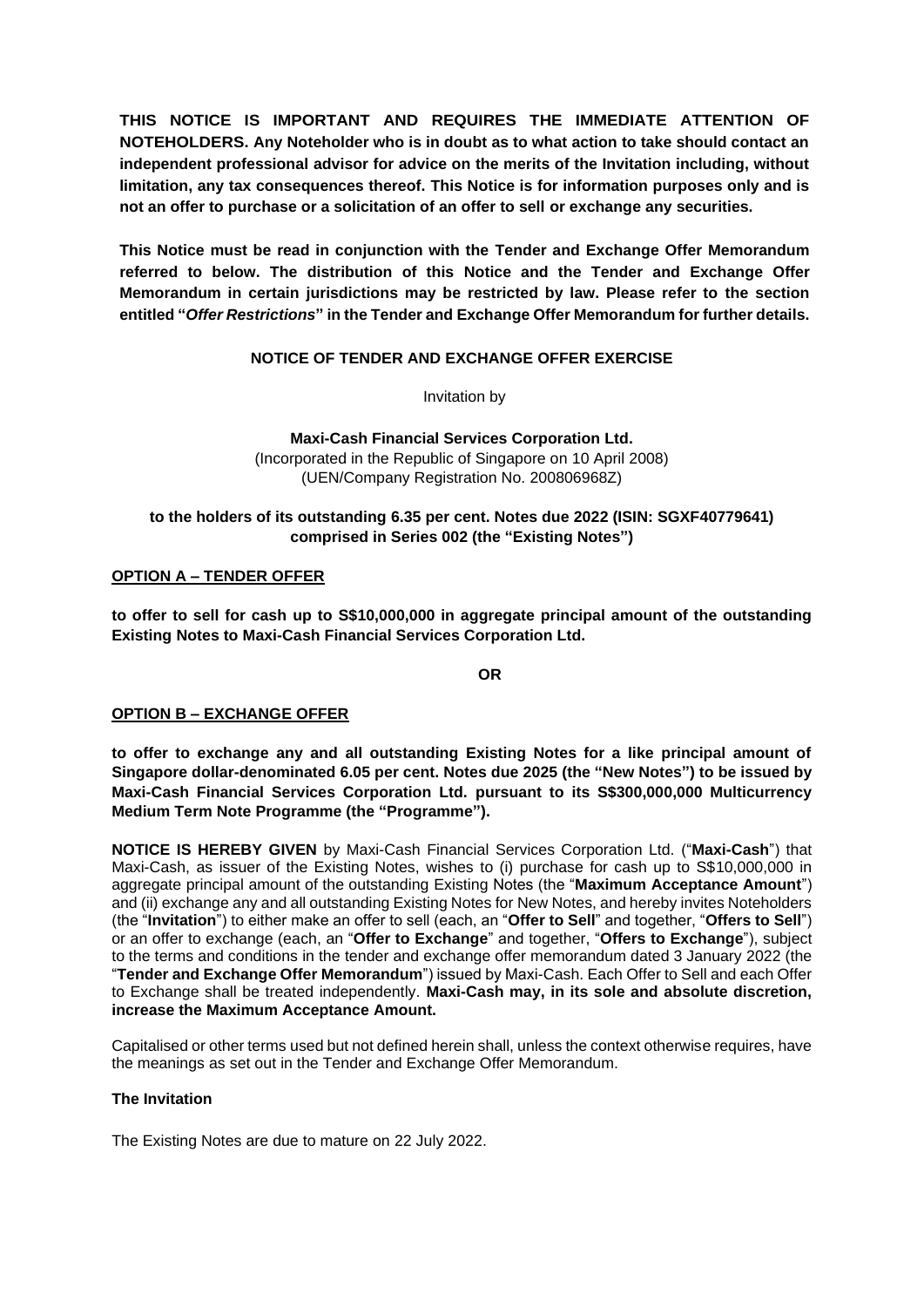**THIS NOTICE IS IMPORTANT AND REQUIRES THE IMMEDIATE ATTENTION OF NOTEHOLDERS. Any Noteholder who is in doubt as to what action to take should contact an independent professional advisor for advice on the merits of the Invitation including, without limitation, any tax consequences thereof. This Notice is for information purposes only and is not an offer to purchase or a solicitation of an offer to sell or exchange any securities.**

**This Notice must be read in conjunction with the Tender and Exchange Offer Memorandum referred to below. The distribution of this Notice and the Tender and Exchange Offer Memorandum in certain jurisdictions may be restricted by law. Please refer to the section entitled "*Offer Restrictions*" in the Tender and Exchange Offer Memorandum for further details.**

**NOTICE OF TENDER AND EXCHANGE OFFER EXERCISE**

Invitation by

**Maxi-Cash Financial Services Corporation Ltd.**
(Incorporated in the Republic of Singapore on 10 April 2008)
(UEN/Company Registration No. 200806968Z)

**to the holders of its outstanding 6.35 per cent. Notes due 2022 (ISIN: SGXF40779641) comprised in Series 002 (the "Existing Notes")**

**OPTION A – TENDER OFFER**

**to offer to sell for cash up to S$10,000,000 in aggregate principal amount of the outstanding Existing Notes to Maxi-Cash Financial Services Corporation Ltd.**

**OR**

**OPTION B – EXCHANGE OFFER**

**to offer to exchange any and all outstanding Existing Notes for a like principal amount of Singapore dollar-denominated 6.05 per cent. Notes due 2025 (the "New Notes") to be issued by Maxi-Cash Financial Services Corporation Ltd. pursuant to its S$300,000,000 Multicurrency Medium Term Note Programme (the "Programme").**

**NOTICE IS HEREBY GIVEN** by Maxi-Cash Financial Services Corporation Ltd. ("**Maxi-Cash**") that Maxi-Cash, as issuer of the Existing Notes, wishes to (i) purchase for cash up to S$10,000,000 in aggregate principal amount of the outstanding Existing Notes (the "**Maximum Acceptance Amount**") and (ii) exchange any and all outstanding Existing Notes for New Notes, and hereby invites Noteholders (the "**Invitation**") to either make an offer to sell (each, an "**Offer to Sell**" and together, "**Offers to Sell**") or an offer to exchange (each, an "**Offer to Exchange**" and together, "**Offers to Exchange**"), subject to the terms and conditions in the tender and exchange offer memorandum dated 3 January 2022 (the "**Tender and Exchange Offer Memorandum**") issued by Maxi-Cash. Each Offer to Sell and each Offer to Exchange shall be treated independently. **Maxi-Cash may, in its sole and absolute discretion, increase the Maximum Acceptance Amount.**

Capitalised or other terms used but not defined herein shall, unless the context otherwise requires, have the meanings as set out in the Tender and Exchange Offer Memorandum.

**The Invitation**

The Existing Notes are due to mature on 22 July 2022.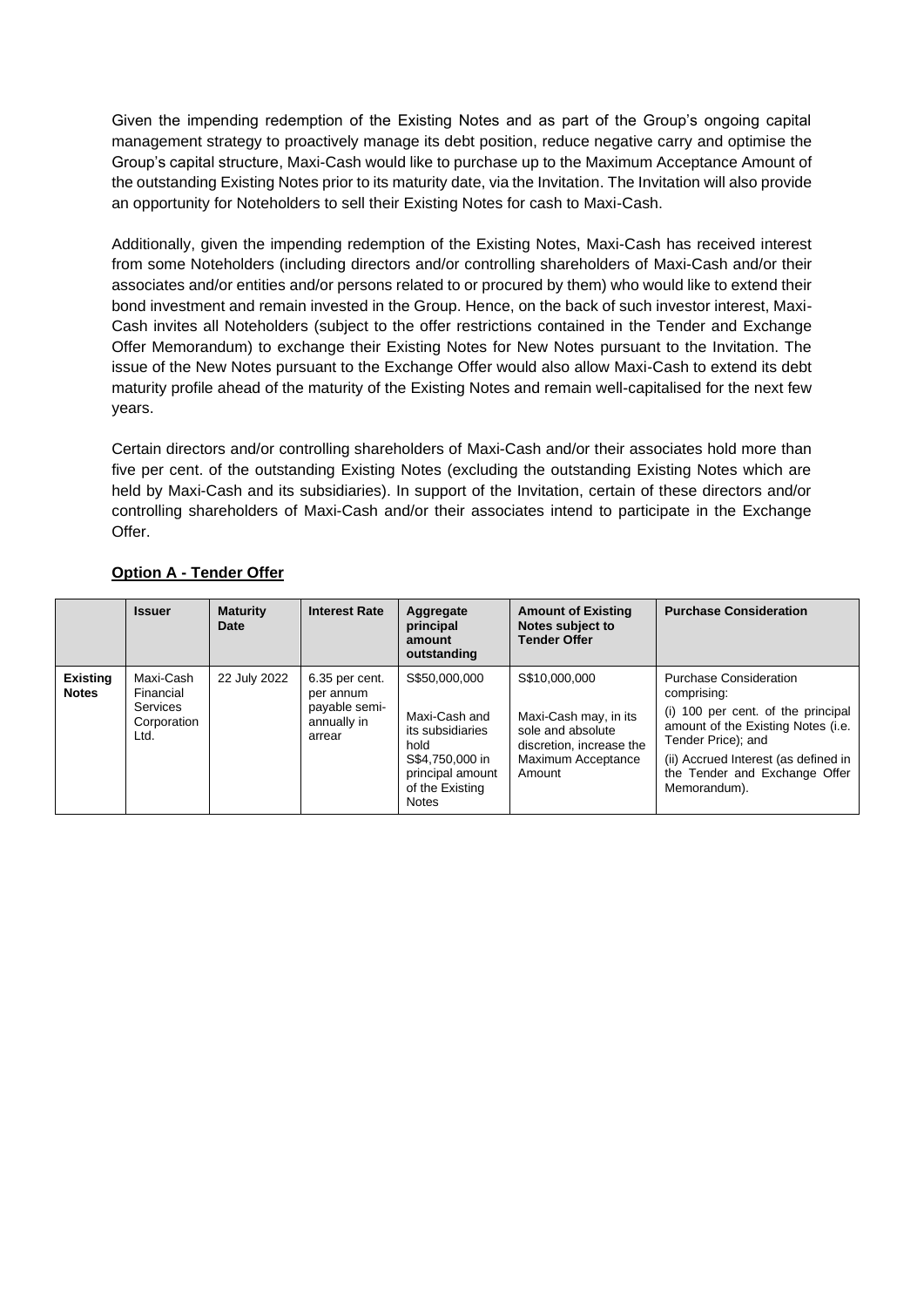Given the impending redemption of the Existing Notes and as part of the Group's ongoing capital management strategy to proactively manage its debt position, reduce negative carry and optimise the Group's capital structure, Maxi-Cash would like to purchase up to the Maximum Acceptance Amount of the outstanding Existing Notes prior to its maturity date, via the Invitation. The Invitation will also provide an opportunity for Noteholders to sell their Existing Notes for cash to Maxi-Cash.

Additionally, given the impending redemption of the Existing Notes, Maxi-Cash has received interest from some Noteholders (including directors and/or controlling shareholders of Maxi-Cash and/or their associates and/or entities and/or persons related to or procured by them) who would like to extend their bond investment and remain invested in the Group. Hence, on the back of such investor interest, Maxi-Cash invites all Noteholders (subject to the offer restrictions contained in the Tender and Exchange Offer Memorandum) to exchange their Existing Notes for New Notes pursuant to the Invitation. The issue of the New Notes pursuant to the Exchange Offer would also allow Maxi-Cash to extend its debt maturity profile ahead of the maturity of the Existing Notes and remain well-capitalised for the next few years.

Certain directors and/or controlling shareholders of Maxi-Cash and/or their associates hold more than five per cent. of the outstanding Existing Notes (excluding the outstanding Existing Notes which are held by Maxi-Cash and its subsidiaries). In support of the Invitation, certain of these directors and/or controlling shareholders of Maxi-Cash and/or their associates intend to participate in the Exchange Offer.

**Option A - Tender Offer**

| | **Issuer** | **Maturity Date** | **Interest Rate** | **Aggregate principal amount outstanding** | **Amount of Existing Notes subject to Tender Offer** | **Purchase Consideration** |
|---|---|---|---|---|---|---|
| **Existing Notes** | Maxi-Cash Financial Services Corporation Ltd. | 22 July 2022 | 6.35 per cent. per annum payable semi-annually in arrear | S$50,000,000<br><br>Maxi-Cash and its subsidiaries hold S$4,750,000 in principal amount of the Existing Notes | S$10,000,000<br><br>Maxi-Cash may, in its sole and absolute discretion, increase the Maximum Acceptance Amount | Purchase Consideration comprising:<br>(i) 100 per cent. of the principal amount of the Existing Notes (i.e. Tender Price); and<br>(ii) Accrued Interest (as defined in the Tender and Exchange Offer Memorandum). |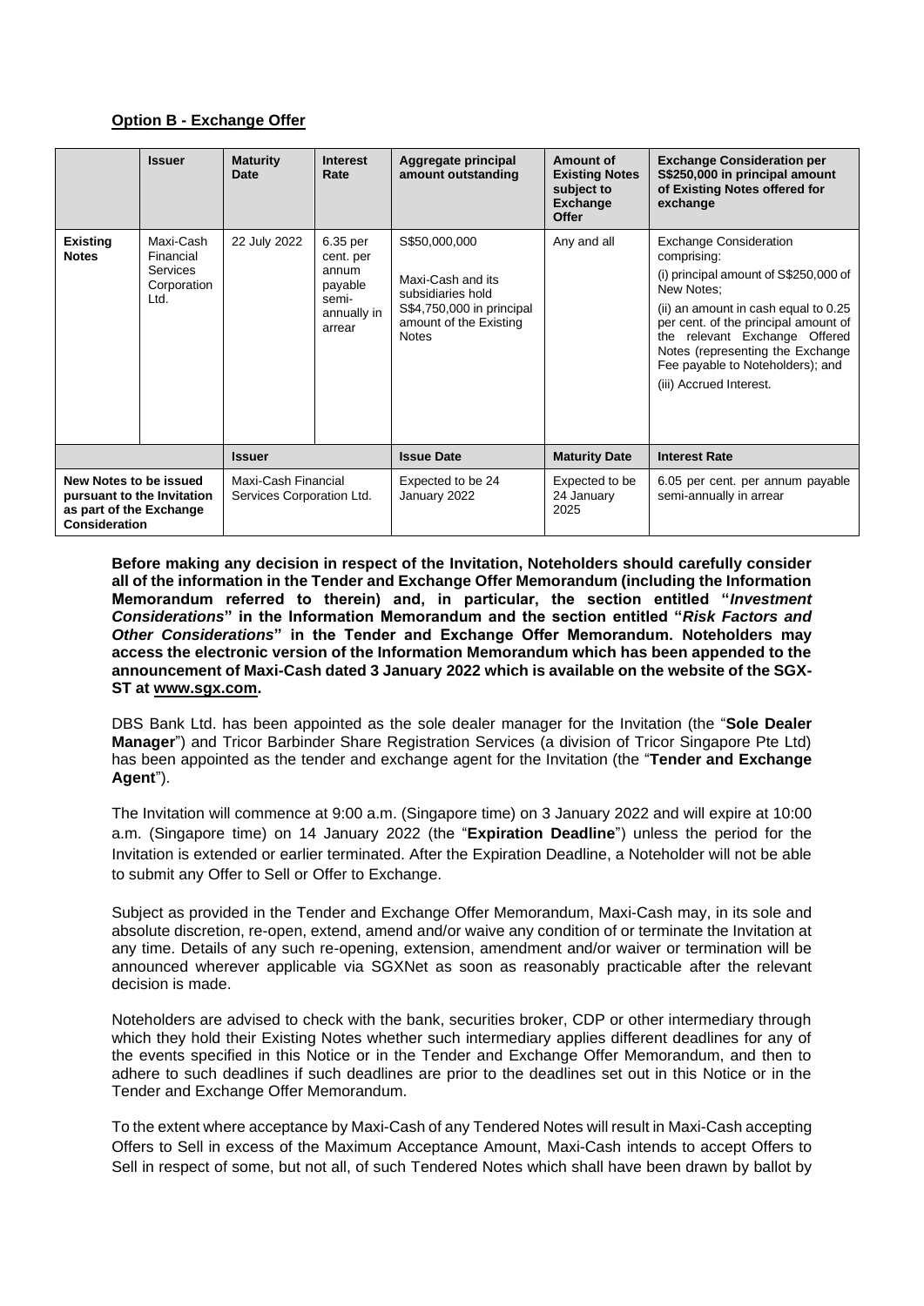**Option B - Exchange Offer**

| | Issuer | Maturity Date | Interest Rate | Aggregate principal amount outstanding | Amount of Existing Notes subject to Exchange Offer | Exchange Consideration per S$250,000 in principal amount of Existing Notes offered for exchange |
|---|---|---|---|---|---|---|
| **Existing Notes** | Maxi-Cash Financial Services Corporation Ltd. | 22 July 2022 | 6.35 per cent. per annum payable semi-annually in arrear | S$50,000,000<br><br>Maxi-Cash and its subsidiaries hold S$4,750,000 in principal amount of the Existing Notes | Any and all | Exchange Consideration comprising:<br><br>(i) principal amount of S$250,000 of New Notes;<br><br>(ii) an amount in cash equal to 0.25 per cent. of the principal amount of the relevant Exchange Offered Notes (representing the Exchange Fee payable to Noteholders); and<br><br>(iii) Accrued Interest. |
| | | **Issuer** | | **Issue Date** | **Maturity Date** | **Interest Rate** |
| **New Notes to be issued pursuant to the Invitation as part of the Exchange Consideration** | | Maxi-Cash Financial Services Corporation Ltd. | | Expected to be 24 January 2022 | Expected to be 24 January 2025 | 6.05 per cent. per annum payable semi-annually in arrear |

**Before making any decision in respect of the Invitation, Noteholders should carefully consider all of the information in the Tender and Exchange Offer Memorandum (including the Information Memorandum referred to therein) and, in particular, the section entitled "*Investment Considerations*" in the Information Memorandum and the section entitled "*Risk Factors and Other Considerations*" in the Tender and Exchange Offer Memorandum. Noteholders may access the electronic version of the Information Memorandum which has been appended to the announcement of Maxi-Cash dated 3 January 2022 which is available on the website of the SGX-ST at www.sgx.com.**

DBS Bank Ltd. has been appointed as the sole dealer manager for the Invitation (the "**Sole Dealer Manager**") and Tricor Barbinder Share Registration Services (a division of Tricor Singapore Pte Ltd) has been appointed as the tender and exchange agent for the Invitation (the "**Tender and Exchange Agent**").

The Invitation will commence at 9:00 a.m. (Singapore time) on 3 January 2022 and will expire at 10:00 a.m. (Singapore time) on 14 January 2022 (the "**Expiration Deadline**") unless the period for the Invitation is extended or earlier terminated. After the Expiration Deadline, a Noteholder will not be able to submit any Offer to Sell or Offer to Exchange.

Subject as provided in the Tender and Exchange Offer Memorandum, Maxi-Cash may, in its sole and absolute discretion, re-open, extend, amend and/or waive any condition of or terminate the Invitation at any time. Details of any such re-opening, extension, amendment and/or waiver or termination will be announced wherever applicable via SGXNet as soon as reasonably practicable after the relevant decision is made.

Noteholders are advised to check with the bank, securities broker, CDP or other intermediary through which they hold their Existing Notes whether such intermediary applies different deadlines for any of the events specified in this Notice or in the Tender and Exchange Offer Memorandum, and then to adhere to such deadlines if such deadlines are prior to the deadlines set out in this Notice or in the Tender and Exchange Offer Memorandum.

To the extent where acceptance by Maxi-Cash of any Tendered Notes will result in Maxi-Cash accepting Offers to Sell in excess of the Maximum Acceptance Amount, Maxi-Cash intends to accept Offers to Sell in respect of some, but not all, of such Tendered Notes which shall have been drawn by ballot by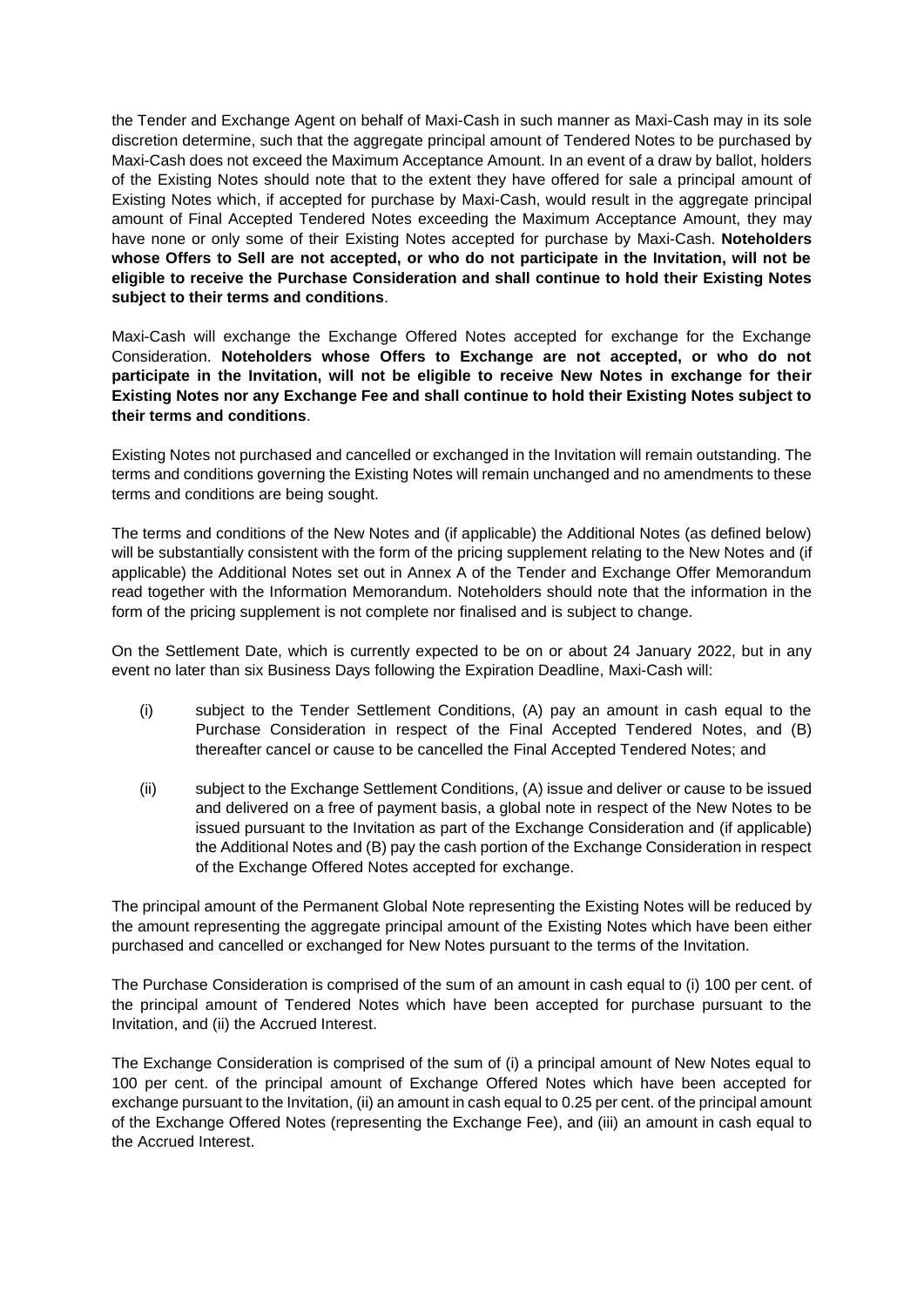the Tender and Exchange Agent on behalf of Maxi-Cash in such manner as Maxi-Cash may in its sole discretion determine, such that the aggregate principal amount of Tendered Notes to be purchased by Maxi-Cash does not exceed the Maximum Acceptance Amount. In an event of a draw by ballot, holders of the Existing Notes should note that to the extent they have offered for sale a principal amount of Existing Notes which, if accepted for purchase by Maxi-Cash, would result in the aggregate principal amount of Final Accepted Tendered Notes exceeding the Maximum Acceptance Amount, they may have none or only some of their Existing Notes accepted for purchase by Maxi-Cash. **Noteholders whose Offers to Sell are not accepted, or who do not participate in the Invitation, will not be eligible to receive the Purchase Consideration and shall continue to hold their Existing Notes subject to their terms and conditions**.

Maxi-Cash will exchange the Exchange Offered Notes accepted for exchange for the Exchange Consideration. **Noteholders whose Offers to Exchange are not accepted, or who do not participate in the Invitation, will not be eligible to receive New Notes in exchange for their Existing Notes nor any Exchange Fee and shall continue to hold their Existing Notes subject to their terms and conditions**.

Existing Notes not purchased and cancelled or exchanged in the Invitation will remain outstanding. The terms and conditions governing the Existing Notes will remain unchanged and no amendments to these terms and conditions are being sought.

The terms and conditions of the New Notes and (if applicable) the Additional Notes (as defined below) will be substantially consistent with the form of the pricing supplement relating to the New Notes and (if applicable) the Additional Notes set out in Annex A of the Tender and Exchange Offer Memorandum read together with the Information Memorandum. Noteholders should note that the information in the form of the pricing supplement is not complete nor finalised and is subject to change.

On the Settlement Date, which is currently expected to be on or about 24 January 2022, but in any event no later than six Business Days following the Expiration Deadline, Maxi-Cash will:

(i) subject to the Tender Settlement Conditions, (A) pay an amount in cash equal to the Purchase Consideration in respect of the Final Accepted Tendered Notes, and (B) thereafter cancel or cause to be cancelled the Final Accepted Tendered Notes; and

(ii) subject to the Exchange Settlement Conditions, (A) issue and deliver or cause to be issued and delivered on a free of payment basis, a global note in respect of the New Notes to be issued pursuant to the Invitation as part of the Exchange Consideration and (if applicable) the Additional Notes and (B) pay the cash portion of the Exchange Consideration in respect of the Exchange Offered Notes accepted for exchange.

The principal amount of the Permanent Global Note representing the Existing Notes will be reduced by the amount representing the aggregate principal amount of the Existing Notes which have been either purchased and cancelled or exchanged for New Notes pursuant to the terms of the Invitation.

The Purchase Consideration is comprised of the sum of an amount in cash equal to (i) 100 per cent. of the principal amount of Tendered Notes which have been accepted for purchase pursuant to the Invitation, and (ii) the Accrued Interest.

The Exchange Consideration is comprised of the sum of (i) a principal amount of New Notes equal to 100 per cent. of the principal amount of Exchange Offered Notes which have been accepted for exchange pursuant to the Invitation, (ii) an amount in cash equal to 0.25 per cent. of the principal amount of the Exchange Offered Notes (representing the Exchange Fee), and (iii) an amount in cash equal to the Accrued Interest.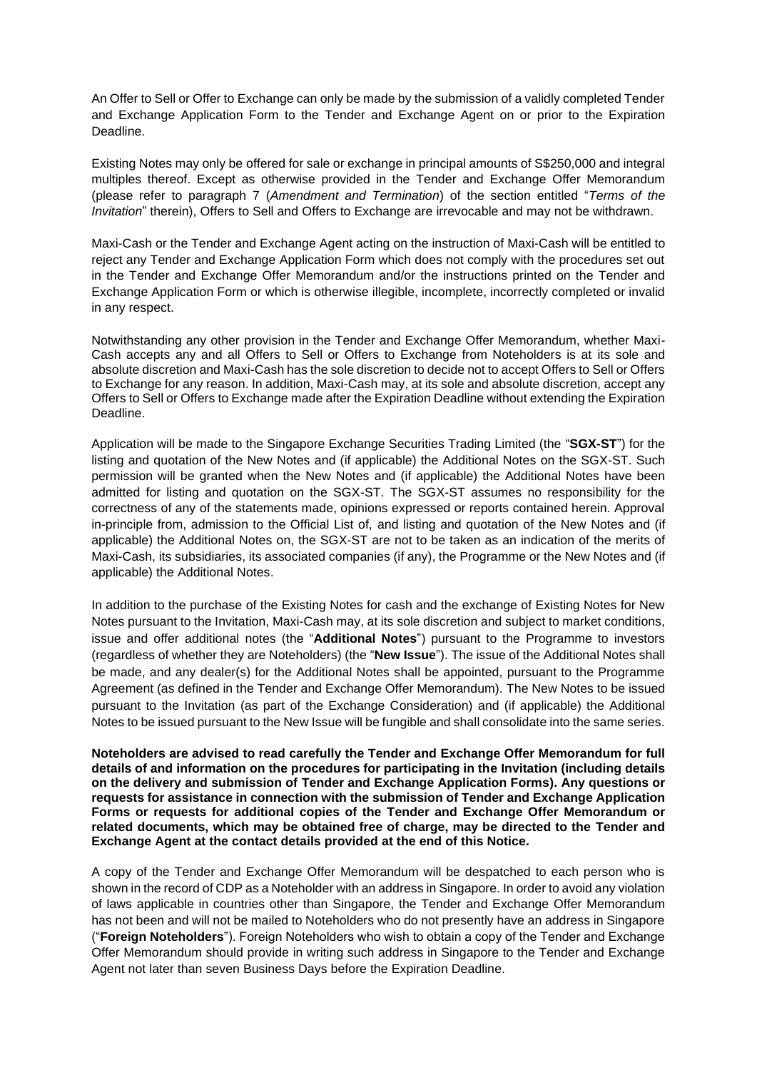An Offer to Sell or Offer to Exchange can only be made by the submission of a validly completed Tender and Exchange Application Form to the Tender and Exchange Agent on or prior to the Expiration Deadline.

Existing Notes may only be offered for sale or exchange in principal amounts of S$250,000 and integral multiples thereof. Except as otherwise provided in the Tender and Exchange Offer Memorandum (please refer to paragraph 7 (*Amendment and Termination*) of the section entitled "*Terms of the Invitation*" therein), Offers to Sell and Offers to Exchange are irrevocable and may not be withdrawn.

Maxi-Cash or the Tender and Exchange Agent acting on the instruction of Maxi-Cash will be entitled to reject any Tender and Exchange Application Form which does not comply with the procedures set out in the Tender and Exchange Offer Memorandum and/or the instructions printed on the Tender and Exchange Application Form or which is otherwise illegible, incomplete, incorrectly completed or invalid in any respect.

Notwithstanding any other provision in the Tender and Exchange Offer Memorandum, whether Maxi-Cash accepts any and all Offers to Sell or Offers to Exchange from Noteholders is at its sole and absolute discretion and Maxi-Cash has the sole discretion to decide not to accept Offers to Sell or Offers to Exchange for any reason. In addition, Maxi-Cash may, at its sole and absolute discretion, accept any Offers to Sell or Offers to Exchange made after the Expiration Deadline without extending the Expiration Deadline.

Application will be made to the Singapore Exchange Securities Trading Limited (the "**SGX-ST**") for the listing and quotation of the New Notes and (if applicable) the Additional Notes on the SGX-ST. Such permission will be granted when the New Notes and (if applicable) the Additional Notes have been admitted for listing and quotation on the SGX-ST. The SGX-ST assumes no responsibility for the correctness of any of the statements made, opinions expressed or reports contained herein. Approval in-principle from, admission to the Official List of, and listing and quotation of the New Notes and (if applicable) the Additional Notes on, the SGX-ST are not to be taken as an indication of the merits of Maxi-Cash, its subsidiaries, its associated companies (if any), the Programme or the New Notes and (if applicable) the Additional Notes.

In addition to the purchase of the Existing Notes for cash and the exchange of Existing Notes for New Notes pursuant to the Invitation, Maxi-Cash may, at its sole discretion and subject to market conditions, issue and offer additional notes (the "**Additional Notes**") pursuant to the Programme to investors (regardless of whether they are Noteholders) (the "**New Issue**"). The issue of the Additional Notes shall be made, and any dealer(s) for the Additional Notes shall be appointed, pursuant to the Programme Agreement (as defined in the Tender and Exchange Offer Memorandum). The New Notes to be issued pursuant to the Invitation (as part of the Exchange Consideration) and (if applicable) the Additional Notes to be issued pursuant to the New Issue will be fungible and shall consolidate into the same series.

**Noteholders are advised to read carefully the Tender and Exchange Offer Memorandum for full details of and information on the procedures for participating in the Invitation (including details on the delivery and submission of Tender and Exchange Application Forms). Any questions or requests for assistance in connection with the submission of Tender and Exchange Application Forms or requests for additional copies of the Tender and Exchange Offer Memorandum or related documents, which may be obtained free of charge, may be directed to the Tender and Exchange Agent at the contact details provided at the end of this Notice.**

A copy of the Tender and Exchange Offer Memorandum will be despatched to each person who is shown in the record of CDP as a Noteholder with an address in Singapore. In order to avoid any violation of laws applicable in countries other than Singapore, the Tender and Exchange Offer Memorandum has not been and will not be mailed to Noteholders who do not presently have an address in Singapore ("**Foreign Noteholders**"). Foreign Noteholders who wish to obtain a copy of the Tender and Exchange Offer Memorandum should provide in writing such address in Singapore to the Tender and Exchange Agent not later than seven Business Days before the Expiration Deadline.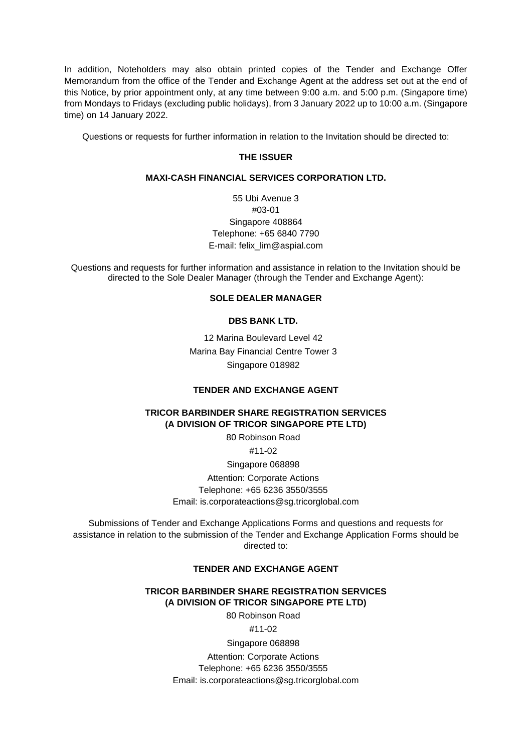In addition, Noteholders may also obtain printed copies of the Tender and Exchange Offer Memorandum from the office of the Tender and Exchange Agent at the address set out at the end of this Notice, by prior appointment only, at any time between 9:00 a.m. and 5:00 p.m. (Singapore time) from Mondays to Fridays (excluding public holidays), from 3 January 2022 up to 10:00 a.m. (Singapore time) on 14 January 2022.

Questions or requests for further information in relation to the Invitation should be directed to:

**THE ISSUER**

**MAXI-CASH FINANCIAL SERVICES CORPORATION LTD.**

55 Ubi Avenue 3
#03-01
Singapore 408864
Telephone: +65 6840 7790
E-mail: felix_lim@aspial.com

Questions and requests for further information and assistance in relation to the Invitation should be directed to the Sole Dealer Manager (through the Tender and Exchange Agent):

**SOLE DEALER MANAGER**

**DBS BANK LTD.**

12 Marina Boulevard Level 42
Marina Bay Financial Centre Tower 3
Singapore 018982

**TENDER AND EXCHANGE AGENT**

**TRICOR BARBINDER SHARE REGISTRATION SERVICES**
**(A DIVISION OF TRICOR SINGAPORE PTE LTD)**

80 Robinson Road
#11-02
Singapore 068898
Attention: Corporate Actions
Telephone: +65 6236 3550/3555
Email: is.corporateactions@sg.tricorglobal.com

Submissions of Tender and Exchange Applications Forms and questions and requests for assistance in relation to the submission of the Tender and Exchange Application Forms should be directed to:

**TENDER AND EXCHANGE AGENT**

**TRICOR BARBINDER SHARE REGISTRATION SERVICES**
**(A DIVISION OF TRICOR SINGAPORE PTE LTD)**

80 Robinson Road
#11-02
Singapore 068898
Attention: Corporate Actions
Telephone: +65 6236 3550/3555
Email: is.corporateactions@sg.tricorglobal.com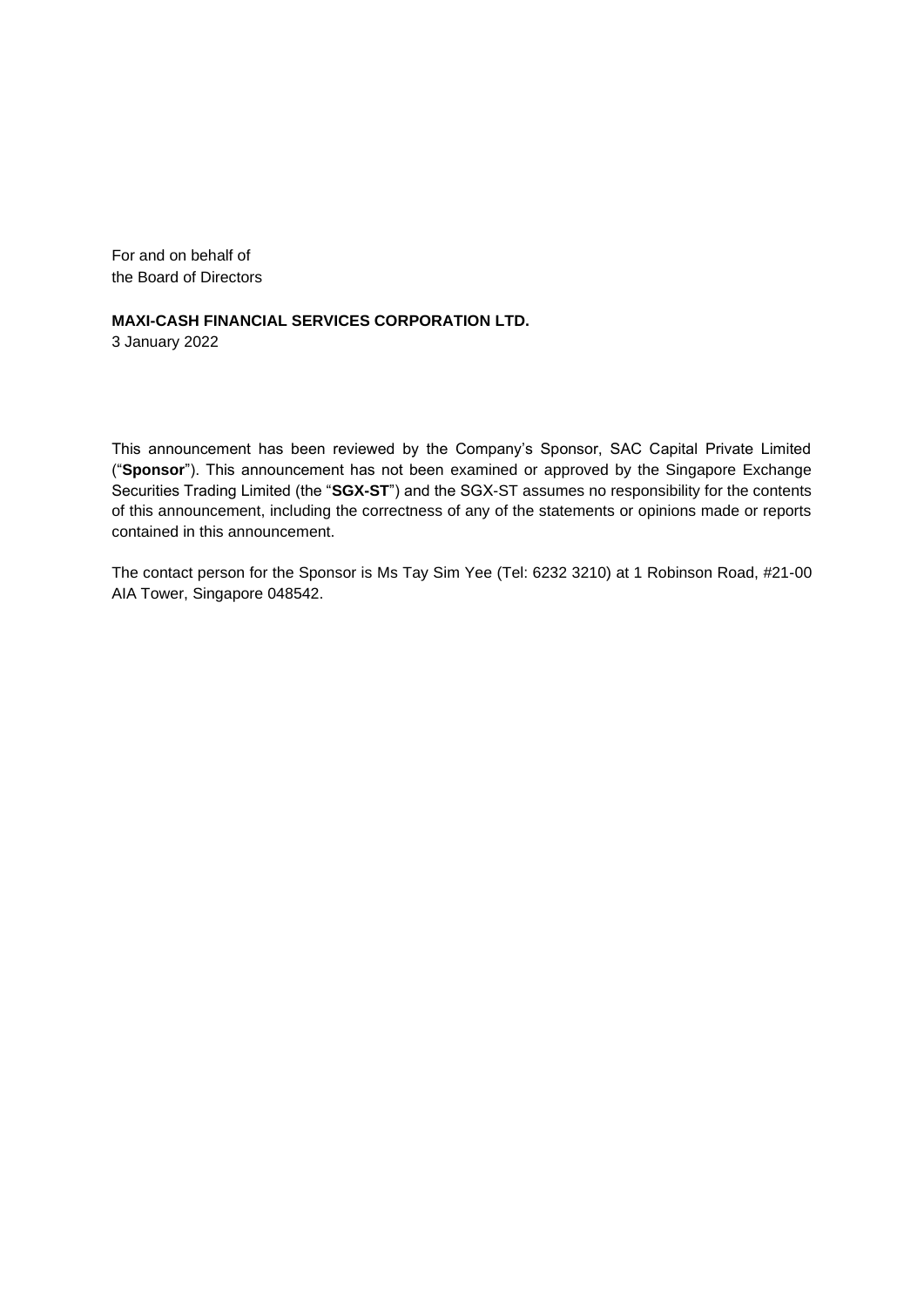For and on behalf of
the Board of Directors

**MAXI-CASH FINANCIAL SERVICES CORPORATION LTD.**
3 January 2022

This announcement has been reviewed by the Company's Sponsor, SAC Capital Private Limited ("**Sponsor**"). This announcement has not been examined or approved by the Singapore Exchange Securities Trading Limited (the "**SGX-ST**") and the SGX-ST assumes no responsibility for the contents of this announcement, including the correctness of any of the statements or opinions made or reports contained in this announcement.

The contact person for the Sponsor is Ms Tay Sim Yee (Tel: 6232 3210) at 1 Robinson Road, #21-00 AIA Tower, Singapore 048542.